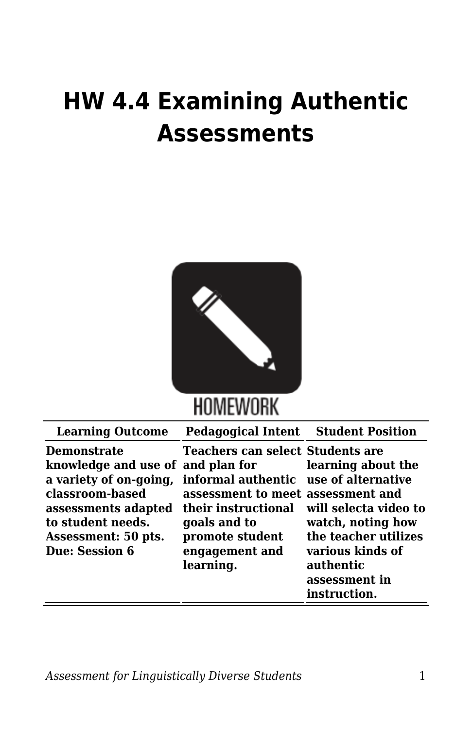# HW 4.4 Examining Authentic Assessments

HOMEWORK

| Learning Outcome | Pedagogical Intent | Student Position |
|---|---|---|
| **Demonstrate knowledge and use of a variety of on-going, classroom-based assessments adapted to student needs. Assessment: 50 pts. Due: Session 6** | **Teachers can select and plan for informal authentic assessment to meet their instructional goals and to promote student engagement and learning.** | **Students are learning about the use of alternative assessment and will selecta video to watch, noting how the teacher utilizes various kinds of authentic assessment in instruction.** |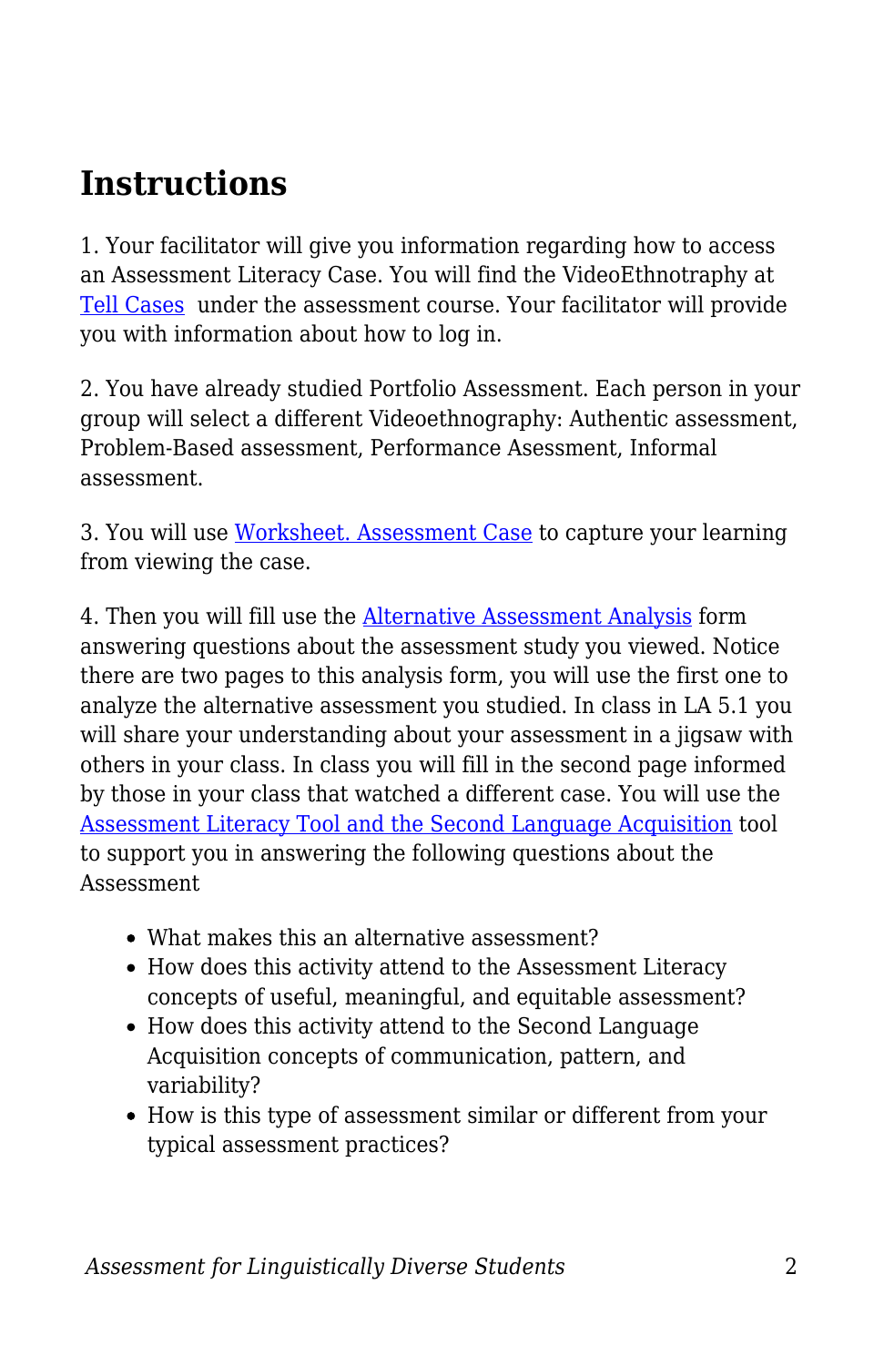## Instructions

1. Your facilitator will give you information regarding how to access an Assessment Literacy Case. You will find the VideoEthnotraphy at Tell Cases under the assessment course. Your facilitator will provide you with information about how to log in.

2. You have already studied Portfolio Assessment. Each person in your group will select a different Videoethnography: Authentic assessment, Problem-Based assessment, Performance Assessment, Informal assessment.

3. You will use Worksheet. Assessment Case to capture your learning from viewing the case.

4. Then you will fill use the Alternative Assessment Analysis form answering questions about the assessment study you viewed. Notice there are two pages to this analysis form, you will use the first one to analyze the alternative assessment you studied. In class in LA 5.1 you will share your understanding about your assessment in a jigsaw with others in your class. In class you will fill in the second page informed by those in your class that watched a different case. You will use the Assessment Literacy Tool and the Second Language Acquisition tool to support you in answering the following questions about the Assessment

- What makes this an alternative assessment?
- How does this activity attend to the Assessment Literacy concepts of useful, meaningful, and equitable assessment?
- How does this activity attend to the Second Language Acquisition concepts of communication, pattern, and variability?
- How is this type of assessment similar or different from your typical assessment practices?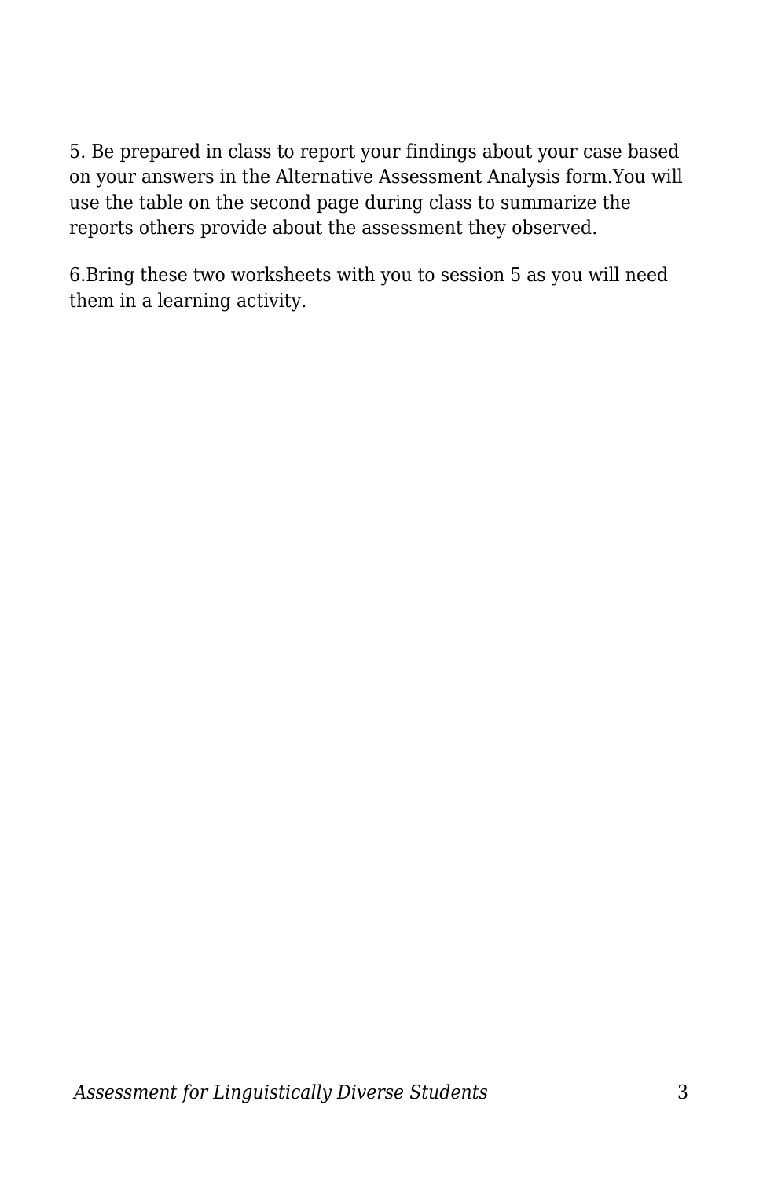5. Be prepared in class to report your findings about your case based on your answers in the Alternative Assessment Analysis form.You will use the table on the second page during class to summarize the reports others provide about the assessment they observed.

6.Bring these two worksheets with you to session 5 as you will need them in a learning activity.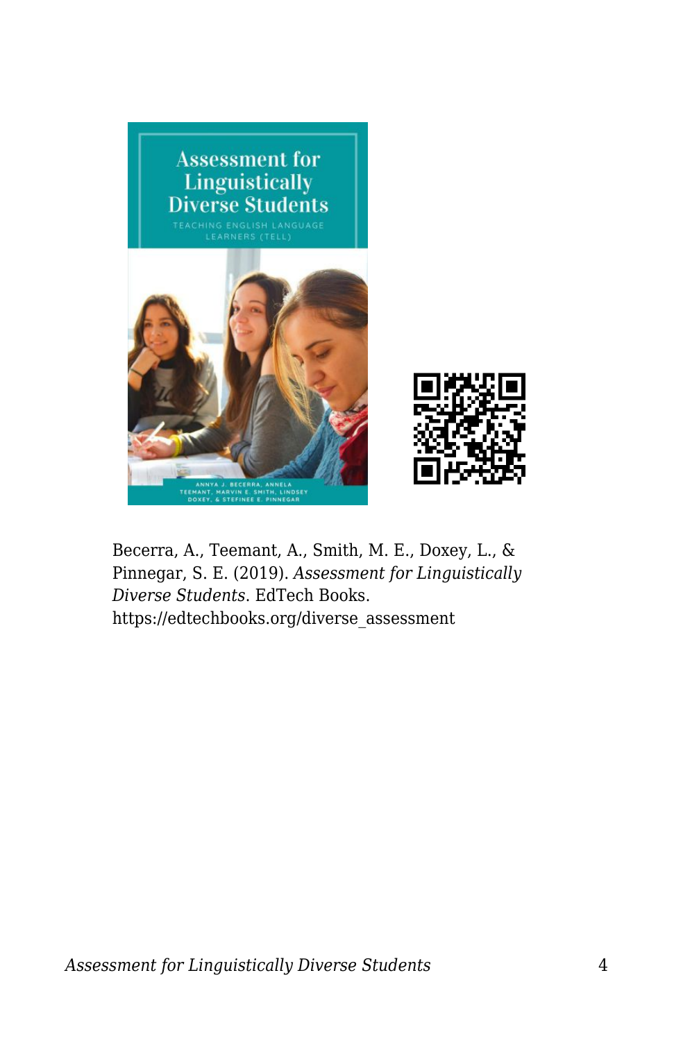Becerra, A., Teemant, A., Smith, M. E., Doxey, L., & Pinnegar, S. E. (2019). *Assessment for Linguistically Diverse Students*. EdTech Books. https://edtechbooks.org/diverse_assessment